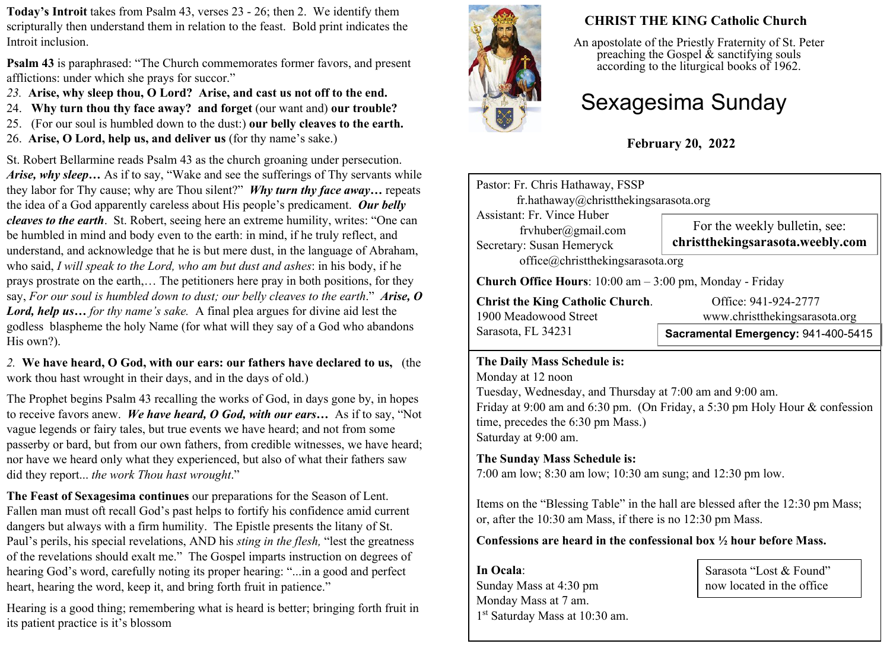**Today's Introit** takes from Psalm 43, verses 23 - 26; then 2. We identify them scripturally then understand them in relation to the feast. Bold print indicates the Introit inclusion.

**Psalm 43** is paraphrased: "The Church commemorates former favors, and present afflictions: under which she prays for succor."

*23.* **Arise, why sleep thou, O Lord? Arise, and cast us not off to the end.**
24. **Why turn thou thy face away? and forget** (our want and) **our trouble?**
25. (For our soul is humbled down to the dust:) **our belly cleaves to the earth.**
26. **Arise, O Lord, help us, and deliver us** (for thy name's sake.)

St. Robert Bellarmine reads Psalm 43 as the church groaning under persecution. ***Arise, why sleep…*** As if to say, "Wake and see the sufferings of Thy servants while they labor for Thy cause; why are Thou silent?" ***Why turn thy face away…*** repeats the idea of a God apparently careless about His people's predicament. ***Our belly cleaves to the earth***. St. Robert, seeing here an extreme humility, writes: "One can be humbled in mind and body even to the earth: in mind, if he truly reflect, and understand, and acknowledge that he is but mere dust, in the language of Abraham, who said, *I will speak to the Lord, who am but dust and ashes*: in his body, if he prays prostrate on the earth,… The petitioners here pray in both positions, for they say, *For our soul is humbled down to dust; our belly cleaves to the earth*." ***Arise, O Lord, help us…*** *for thy name's sake.* A final plea argues for divine aid lest the godless blaspheme the holy Name (for what will they say of a God who abandons His own?).

*2.* **We have heard, O God, with our ears: our fathers have declared to us,** (the work thou hast wrought in their days, and in the days of old.)

The Prophet begins Psalm 43 recalling the works of God, in days gone by, in hopes to receive favors anew. ***We have heard, O God, with our ears…*** As if to say, "Not vague legends or fairy tales, but true events we have heard; and not from some passerby or bard, but from our own fathers, from credible witnesses, we have heard; nor have we heard only what they experienced, but also of what their fathers saw did they report... *the work Thou hast wrought*."

**The Feast of Sexagesima continues** our preparations for the Season of Lent. Fallen man must oft recall God's past helps to fortify his confidence amid current dangers but always with a firm humility. The Epistle presents the litany of St. Paul's perils, his special revelations, AND his *sting in the flesh,* "lest the greatness of the revelations should exalt me." The Gospel imparts instruction on degrees of hearing God's word, carefully noting its proper hearing: "...in a good and perfect heart, hearing the word, keep it, and bring forth fruit in patience."

Hearing is a good thing; remembering what is heard is better; bringing forth fruit in its patient practice is it's blossom

**CHRIST THE KING Catholic Church**

An apostolate of the Priestly Fraternity of St. Peter preaching the Gospel & sanctifying souls according to the liturgical books of 1962.

# Sexagesima Sunday

**February 20, 2022**

Pastor: Fr. Chris Hathaway, FSSP
fr.hathaway@christthekingsarasota.org
Assistant: Fr. Vince Huber
frvhuber@gmail.com
Secretary: Susan Hemeryck
office@christthekingsarasota.org

For the weekly bulletin, see: **christthekingsarasota.weebly.com**

**Church Office Hours**: 10:00 am – 3:00 pm, Monday - Friday

**Christ the King Catholic Church**.
1900 Meadowood Street
Sarasota, FL 34231

Office: 941-924-2777
www.christthekingsarasota.org

**Sacramental Emergency:** 941-400-5415

**The Daily Mass Schedule is:**
Monday at 12 noon
Tuesday, Wednesday, and Thursday at 7:00 am and 9:00 am.
Friday at 9:00 am and 6:30 pm. (On Friday, a 5:30 pm Holy Hour & confession time, precedes the 6:30 pm Mass.)
Saturday at 9:00 am.

**The Sunday Mass Schedule is:**
7:00 am low; 8:30 am low; 10:30 am sung; and 12:30 pm low.

Items on the "Blessing Table" in the hall are blessed after the 12:30 pm Mass; or, after the 10:30 am Mass, if there is no 12:30 pm Mass.

**Confessions are heard in the confessional box ½ hour before Mass.**

**In Ocala**:
Sunday Mass at 4:30 pm
Monday Mass at 7 am.
1st Saturday Mass at 10:30 am.

Sarasota "Lost & Found" now located in the office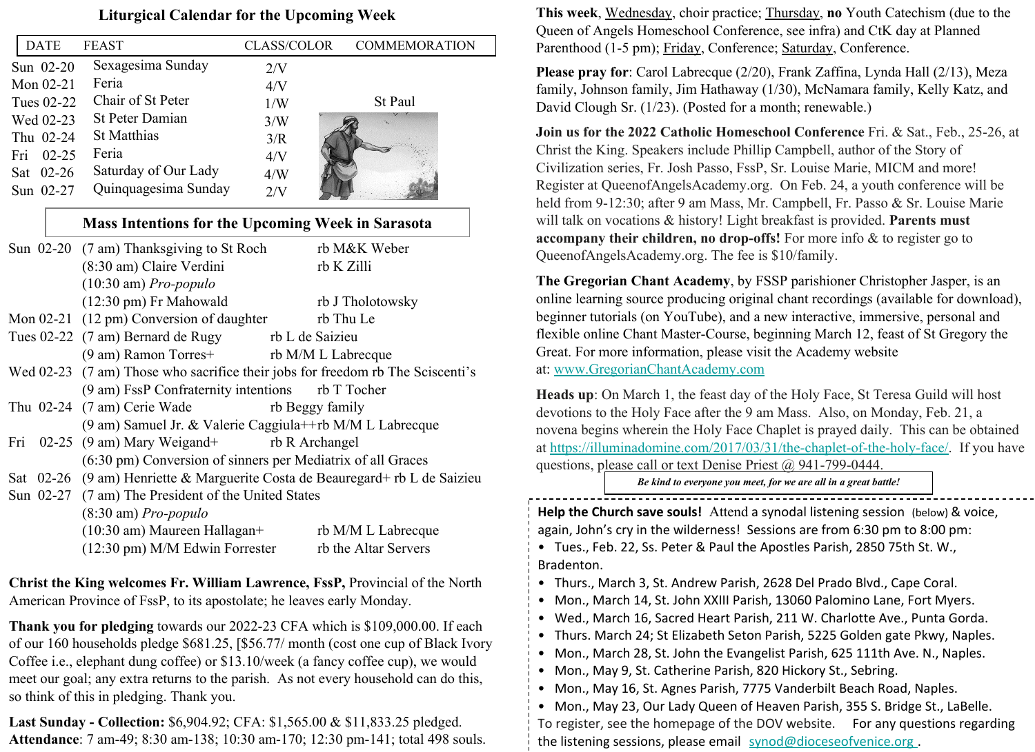## Liturgical Calendar for the Upcoming Week

| DATE | FEAST | CLASS/COLOR | COMMEMORATION |
|---|---|---|---|
| Sun 02-20 | Sexagesima Sunday | 2/V | |
| Mon 02-21 | Feria | 4/V | |
| Tues 02-22 | Chair of St Peter | 1/W | St Paul |
| Wed 02-23 | St Peter Damian | 3/W | |
| Thu 02-24 | St Matthias | 3/R | |
| Fri 02-25 | Feria | 4/V | |
| Sat 02-26 | Saturday of Our Lady | 4/W | |
| Sun 02-27 | Quinquagesima Sunday | 2/V | |

## Mass Intentions for the Upcoming Week in Sarasota

| | | |
|---|---|---|
| Sun 02-20 | (7 am) Thanksgiving to St Roch | rb M&K Weber |
| | (8:30 am) Claire Verdini | rb K Zilli |
| | (10:30 am) *Pro-populo* | |
| | (12:30 pm) Fr Mahowald | rb J Tholotowsky |
| Mon 02-21 | (12 pm) Conversion of daughter | rb Thu Le |
| Tues 02-22 | (7 am) Bernard de Rugy | rb L de Saizieu |
| | (9 am) Ramon Torres+ | rb M/M L Labrecque |
| Wed 02-23 | (7 am) Those who sacrifice their jobs for freedom | rb The Sciscenti's |
| | (9 am) FssP Confraternity intentions | rb T Tocher |
| Thu 02-24 | (7 am) Cerie Wade | rb Beggy family |
| | (9 am) Samuel Jr. & Valerie Caggiula++ | rb M/M L Labrecque |
| Fri 02-25 | (9 am) Mary Weigand+ | rb R Archangel |
| | (6:30 pm) Conversion of sinners per Mediatrix of all Graces | |
| Sat 02-26 | (9 am) Henriette & Marguerite Costa de Beauregard+ | rb L de Saizieu |
| Sun 02-27 | (7 am) The President of the United States | |
| | (8:30 am) *Pro-populo* | |
| | (10:30 am) Maureen Hallagan+ | rb M/M L Labrecque |
| | (12:30 pm) M/M Edwin Forrester | rb the Altar Servers |

**Christ the King welcomes Fr. William Lawrence, FssP,** Provincial of the North American Province of FssP, to its apostolate; he leaves early Monday.

**Thank you for pledging** towards our 2022-23 CFA which is $109,000.00. If each of our 160 households pledge $681.25, [$56.77/ month (cost one cup of Black Ivory Coffee i.e., elephant dung coffee) or $13.10/week (a fancy coffee cup), we would meet our goal; any extra returns to the parish. As not every household can do this, so think of this in pledging. Thank you.

**Last Sunday - Collection:** $6,904.92; CFA: $1,565.00 & $11,833.25 pledged.
**Attendance**: 7 am-49; 8:30 am-138; 10:30 am-170; 12:30 pm-141; total 498 souls.

**This week**, Wednesday, choir practice; Thursday, **no** Youth Catechism (due to the Queen of Angels Homeschool Conference, see infra) and CtK day at Planned Parenthood (1-5 pm); Friday, Conference; Saturday, Conference.

**Please pray for**: Carol Labrecque (2/20), Frank Zaffina, Lynda Hall (2/13), Meza family, Johnson family, Jim Hathaway (1/30), McNamara family, Kelly Katz, and David Clough Sr. (1/23). (Posted for a month; renewable.)

**Join us for the 2022 Catholic Homeschool Conference** Fri. & Sat., Feb., 25-26, at Christ the King. Speakers include Phillip Campbell, author of the Story of Civilization series, Fr. Josh Passo, FssP, Sr. Louise Marie, MICM and more! Register at QueenofAngelsAcademy.org. On Feb. 24, a youth conference will be held from 9-12:30; after 9 am Mass, Mr. Campbell, Fr. Passo & Sr. Louise Marie will talk on vocations & history! Light breakfast is provided. **Parents must accompany their children, no drop-offs!** For more info & to register go to QueenofAngelsAcademy.org. The fee is $10/family.

**The Gregorian Chant Academy**, by FSSP parishioner Christopher Jasper, is an online learning source producing original chant recordings (available for download), beginner tutorials (on YouTube), and a new interactive, immersive, personal and flexible online Chant Master-Course, beginning March 12, feast of St Gregory the Great. For more information, please visit the Academy website at: www.GregorianChantAcademy.com

**Heads up**: On March 1, the feast day of the Holy Face, St Teresa Guild will host devotions to the Holy Face after the 9 am Mass. Also, on Monday, Feb. 21, a novena begins wherein the Holy Face Chaplet is prayed daily. This can be obtained at https://illuminadomine.com/2017/03/31/the-chaplet-of-the-holy-face/. If you have questions, please call or text Denise Priest @ 941-799-0444.

***Be kind to everyone you meet, for we are all in a great battle!***

**Help the Church save souls!** Attend a synodal listening session (below) & voice, again, John's cry in the wilderness! Sessions are from 6:30 pm to 8:00 pm:

- Tues., Feb. 22, Ss. Peter & Paul the Apostles Parish, 2850 75th St. W., Bradenton.
- Thurs., March 3, St. Andrew Parish, 2628 Del Prado Blvd., Cape Coral.
- Mon., March 14, St. John XXIII Parish, 13060 Palomino Lane, Fort Myers.
- Wed., March 16, Sacred Heart Parish, 211 W. Charlotte Ave., Punta Gorda.
- Thurs. March 24; St Elizabeth Seton Parish, 5225 Golden gate Pkwy, Naples.
- Mon., March 28, St. John the Evangelist Parish, 625 111th Ave. N., Naples.
- Mon., May 9, St. Catherine Parish, 820 Hickory St., Sebring.
- Mon., May 16, St. Agnes Parish, 7775 Vanderbilt Beach Road, Naples.
- Mon., May 23, Our Lady Queen of Heaven Parish, 355 S. Bridge St., LaBelle.

To register, see the homepage of the DOV website. For any questions regarding the listening sessions, please email synod@dioceseofvenice.org.